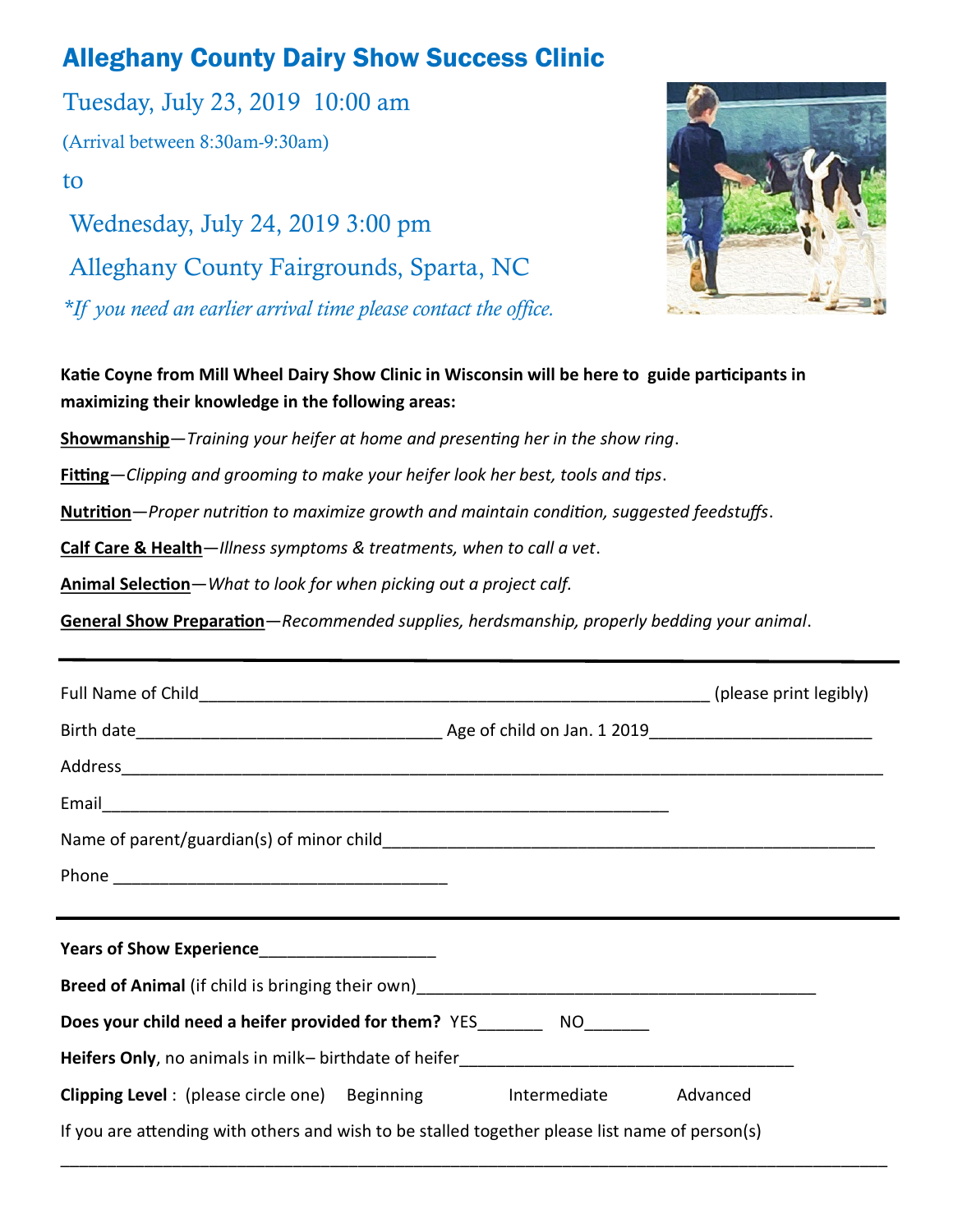# Alleghany County Dairy Show Success Clinic

Tuesday, July 23, 2019 10:00 am

(Arrival between 8:30am-9:30am)

to

Wednesday, July 24, 2019 3:00 pm

Alleghany County Fairgrounds, Sparta, NC

*\*If you need an earlier arrival time please contact the office.*

**Katie Coyne from Mill Wheel Dairy Show Clinic in Wisconsin will be here to guide participants in maximizing their knowledge in the following areas:**

**Showmanship**—*Training your heifer at home and presenting her in the show ring*.

**Fitting**—*Clipping and grooming to make your heifer look her best, tools and tips*.

**Nutrition**—*Proper nutrition to maximize growth and maintain condition, suggested feedstuffs*.

**Calf Care & Health**—*Illness symptoms & treatments, when to call a vet*.

**Animal Selection**—*What to look for when picking out a project calf.*

**General Show Preparation**—*Recommended supplies, herdsmanship, properly bedding your animal*.

---

Full Name of Child_______________________________________________ (please print legibly)

Birth date____________________________ Age of child on Jan. 1 2019____________________

Address_________________________________________________________________________

Email___________________________________________________

Name of parent/guardian(s) of minor child_____________________________________________

Phone ____________________________

---

**Years of Show Experience**_______________

**Breed of Animal** (if child is bringing their own)_____________________________________

**Does your child need a heifer provided for them?** YES_______ NO_______

**Heifers Only**, no animals in milk– birthdate of heifer_____________________________

**Clipping Level** : (please circle one) Beginning Intermediate Advanced

If you are attending with others and wish to be stalled together please list name of person(s)

_________________________________________________________________________________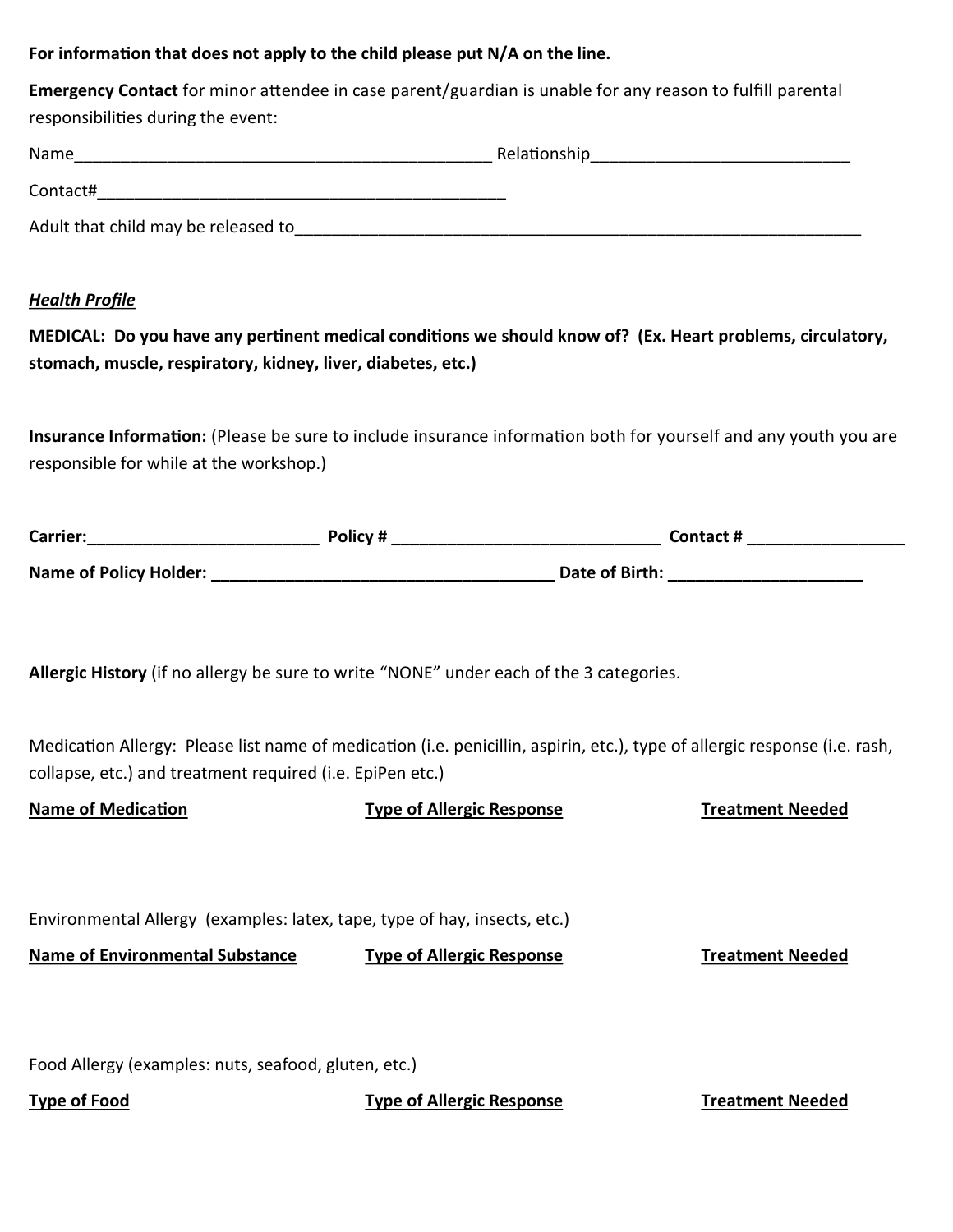**For information that does not apply to the child please put N/A on the line.**

**Emergency Contact** for minor attendee in case parent/guardian is unable for any reason to fulfill parental responsibilities during the event:

Name_______________________________________________ Relationship____________________________

Contact#______________________________________________

Adult that child may be released to_________________________________________________________________

***Health Profile***

**MEDICAL: Do you have any pertinent medical conditions we should know of? (Ex. Heart problems, circulatory, stomach, muscle, respiratory, kidney, liver, diabetes, etc.)**

**Insurance Information:** (Please be sure to include insurance information both for yourself and any youth you are responsible for while at the workshop.)

**Carrier:__________________________ Policy # ______________________________ Contact # _________________**

**Name of Policy Holder: _______________________________________ Date of Birth: _____________________**

**Allergic History** (if no allergy be sure to write "NONE" under each of the 3 categories.

Medication Allergy: Please list name of medication (i.e. penicillin, aspirin, etc.), type of allergic response (i.e. rash, collapse, etc.) and treatment required (i.e. EpiPen etc.)

| **Name of Medication** | **Type of Allergic Response** | **Treatment Needed** |
| --- | --- | --- |
| | | |

Environmental Allergy (examples: latex, tape, type of hay, insects, etc.)

| **Name of Environmental Substance** | **Type of Allergic Response** | **Treatment Needed** |
| --- | --- | --- |
| | | |

Food Allergy (examples: nuts, seafood, gluten, etc.)

| **Type of Food** | **Type of Allergic Response** | **Treatment Needed** |
| --- | --- | --- |
| | | |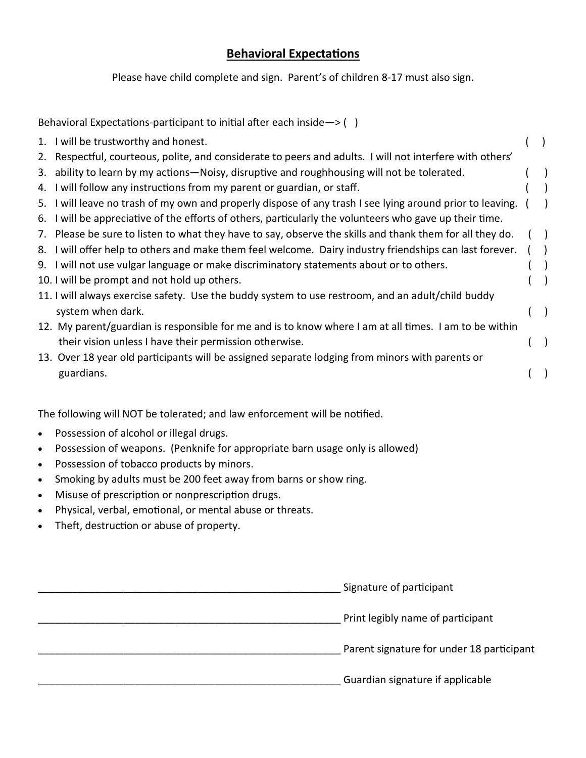# Behavioral Expectations

Please have child complete and sign. Parent's of children 8-17 must also sign.

Behavioral Expectations-participant to initial after each inside—> ( )

1. I will be trustworthy and honest. ( )
2. Respectful, courteous, polite, and considerate to peers and adults. I will not interfere with others'
3. ability to learn by my actions—Noisy, disruptive and roughhousing will not be tolerated. ( )
4. I will follow any instructions from my parent or guardian, or staff. ( )
5. I will leave no trash of my own and properly dispose of any trash I see lying around prior to leaving. ( )
6. I will be appreciative of the efforts of others, particularly the volunteers who gave up their time.
7. Please be sure to listen to what they have to say, observe the skills and thank them for all they do. ( )
8. I will offer help to others and make them feel welcome. Dairy industry friendships can last forever. ( )
9. I will not use vulgar language or make discriminatory statements about or to others. ( )
10. I will be prompt and not hold up others. ( )
11. I will always exercise safety. Use the buddy system to use restroom, and an adult/child buddy system when dark. ( )
12. My parent/guardian is responsible for me and is to know where I am at all times. I am to be within their vision unless I have their permission otherwise. ( )
13. Over 18 year old participants will be assigned separate lodging from minors with parents or guardians. ( )

The following will NOT be tolerated; and law enforcement will be notified.

- Possession of alcohol or illegal drugs.
- Possession of weapons. (Penknife for appropriate barn usage only is allowed)
- Possession of tobacco products by minors.
- Smoking by adults must be 200 feet away from barns or show ring.
- Misuse of prescription or nonprescription drugs.
- Physical, verbal, emotional, or mental abuse or threats.
- Theft, destruction or abuse of property.

_______________________________________________________ Signature of participant

_______________________________________________________ Print legibly name of participant

_______________________________________________________ Parent signature for under 18 participant

_______________________________________________________ Guardian signature if applicable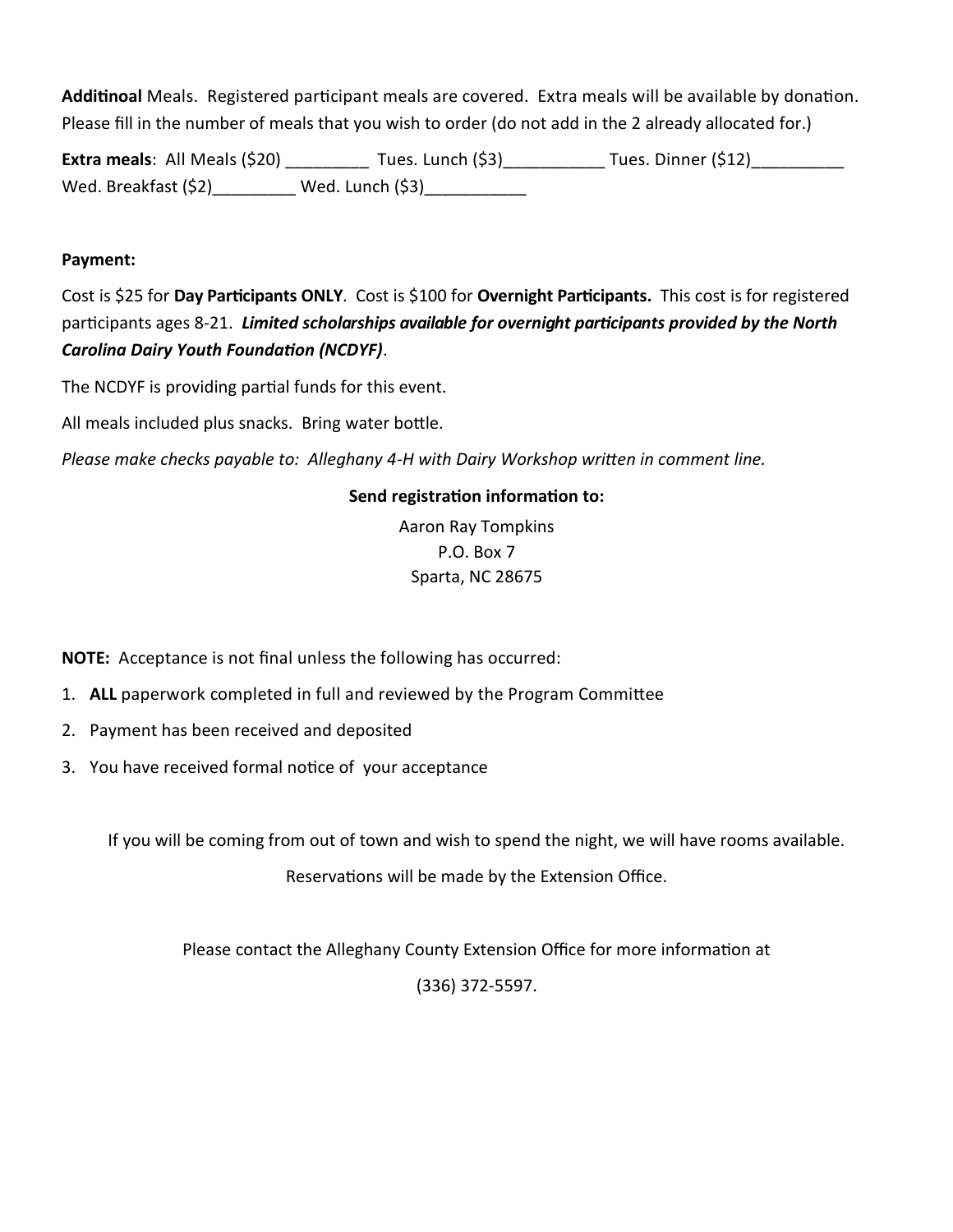**Additinoal** Meals. Registered participant meals are covered. Extra meals will be available by donation. Please fill in the number of meals that you wish to order (do not add in the 2 already allocated for.)

**Extra meals**: All Meals ($20) _________ Tues. Lunch ($3)___________ Tues. Dinner ($12)__________
Wed. Breakfast ($2)_________ Wed. Lunch ($3)___________

**Payment:**

Cost is $25 for **Day Participants ONLY**. Cost is $100 for **Overnight Participants.** This cost is for registered participants ages 8-21. ***Limited scholarships available for overnight participants provided by the North Carolina Dairy Youth Foundation (NCDYF)***.

The NCDYF is providing partial funds for this event.

All meals included plus snacks. Bring water bottle.

*Please make checks payable to: Alleghany 4-H with Dairy Workshop written in comment line.*

**Send registration information to:**

Aaron Ray Tompkins
P.O. Box 7
Sparta, NC 28675

**NOTE:** Acceptance is not final unless the following has occurred:

1. **ALL** paperwork completed in full and reviewed by the Program Committee
2. Payment has been received and deposited
3. You have received formal notice of your acceptance

If you will be coming from out of town and wish to spend the night, we will have rooms available.

Reservations will be made by the Extension Office.

Please contact the Alleghany County Extension Office for more information at

(336) 372-5597.